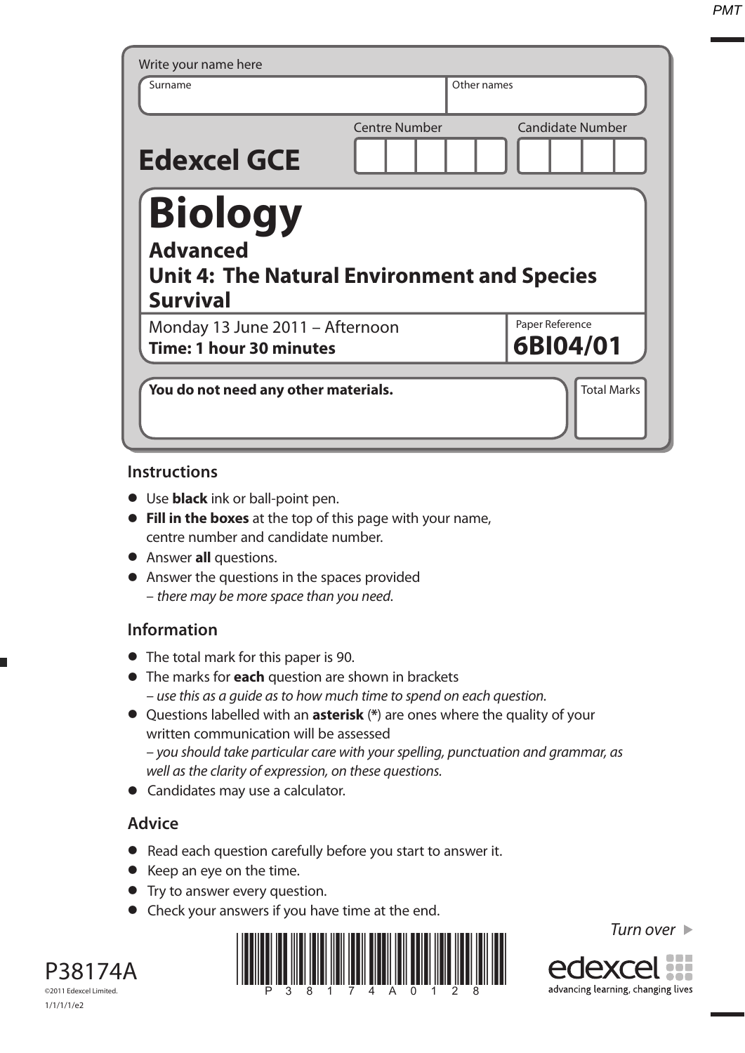Write your name here

| Surname | Other names |
|---|---|
| | |

**Edexcel GCE**

Centre Number | Candidate Number

# Biology

## Advanced

## Unit 4: The Natural Environment and Species Survival

Monday 13 June 2011 – Afternoon
**Time: 1 hour 30 minutes**

Paper Reference **6BI04/01**

**You do not need any other materials.**

Total Marks

### Instructions

- Use **black** ink or ball-point pen.
- **Fill in the boxes** at the top of this page with your name, centre number and candidate number.
- Answer **all** questions.
- Answer the questions in the spaces provided
  – *there may be more space than you need.*

### Information

- The total mark for this paper is 90.
- The marks for **each** question are shown in brackets
  – *use this as a guide as to how much time to spend on each question.*
- Questions labelled with an **asterisk** (**\***) are ones where the quality of your written communication will be assessed
  – *you should take particular care with your spelling, punctuation and grammar, as well as the clarity of expression, on these questions.*
- Candidates may use a calculator.

### Advice

- Read each question carefully before you start to answer it.
- Keep an eye on the time.
- Try to answer every question.
- Check your answers if you have time at the end.

*Turn over*

P38174A

©2011 Edexcel Limited.

1/1/1/1/e2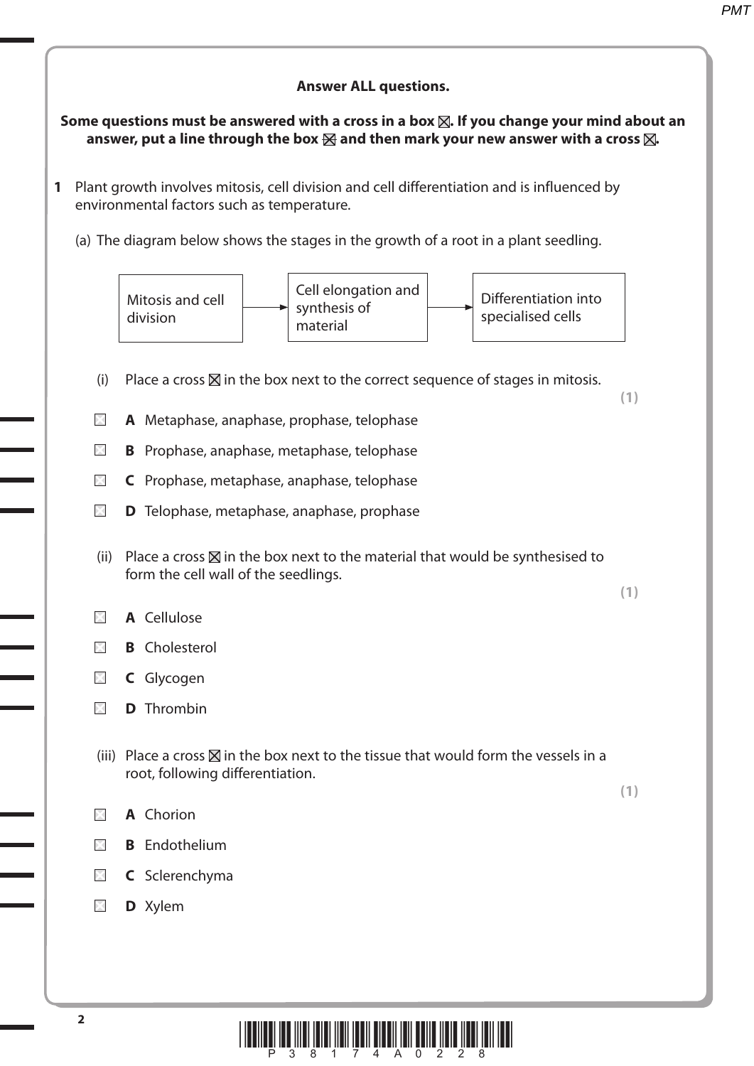**Answer ALL questions.**

**Some questions must be answered with a cross in a box ☒. If you change your mind about an answer, put a line through the box ☒ and then mark your new answer with a cross ☒.**

**1** Plant growth involves mitosis, cell division and cell differentiation and is influenced by environmental factors such as temperature.

(a) The diagram below shows the stages in the growth of a root in a plant seedling.

Mitosis and cell division → Cell elongation and synthesis of material → Differentiation into specialised cells

(i) Place a cross ☒ in the box next to the correct sequence of stages in mitosis.

**(1)**

☐ **A** Metaphase, anaphase, prophase, telophase

☐ **B** Prophase, anaphase, metaphase, telophase

☐ **C** Prophase, metaphase, anaphase, telophase

☐ **D** Telophase, metaphase, anaphase, prophase

(ii) Place a cross ☒ in the box next to the material that would be synthesised to form the cell wall of the seedlings.

**(1)**

☐ **A** Cellulose

☐ **B** Cholesterol

☐ **C** Glycogen

☐ **D** Thrombin

(iii) Place a cross ☒ in the box next to the tissue that would form the vessels in a root, following differentiation.

**(1)**

☐ **A** Chorion

☐ **B** Endothelium

☐ **C** Sclerenchyma

☐ **D** Xylem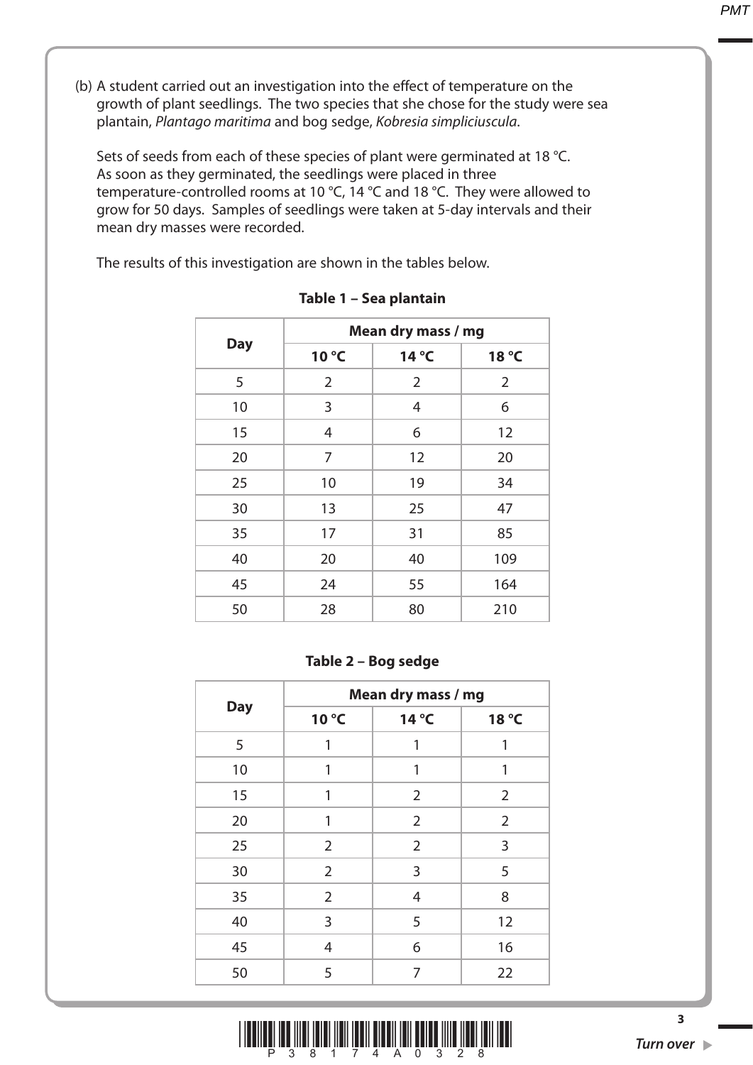(b) A student carried out an investigation into the effect of temperature on the growth of plant seedlings. The two species that she chose for the study were sea plantain, *Plantago maritima* and bog sedge, *Kobresia simpliciuscula*.

Sets of seeds from each of these species of plant were germinated at 18 °C. As soon as they germinated, the seedlings were placed in three temperature-controlled rooms at 10 °C, 14 °C and 18 °C. They were allowed to grow for 50 days. Samples of seedlings were taken at 5-day intervals and their mean dry masses were recorded.

The results of this investigation are shown in the tables below.

**Table 1 – Sea plantain**

| Day | Mean dry mass / mg | | |
|---|---|---|---|
| | **10 °C** | **14 °C** | **18 °C** |
| 5 | 2 | 2 | 2 |
| 10 | 3 | 4 | 6 |
| 15 | 4 | 6 | 12 |
| 20 | 7 | 12 | 20 |
| 25 | 10 | 19 | 34 |
| 30 | 13 | 25 | 47 |
| 35 | 17 | 31 | 85 |
| 40 | 20 | 40 | 109 |
| 45 | 24 | 55 | 164 |
| 50 | 28 | 80 | 210 |

**Table 2 – Bog sedge**

| Day | Mean dry mass / mg | | |
|---|---|---|---|
| | **10 °C** | **14 °C** | **18 °C** |
| 5 | 1 | 1 | 1 |
| 10 | 1 | 1 | 1 |
| 15 | 1 | 2 | 2 |
| 20 | 1 | 2 | 2 |
| 25 | 2 | 2 | 3 |
| 30 | 2 | 3 | 5 |
| 35 | 2 | 4 | 8 |
| 40 | 3 | 5 | 12 |
| 45 | 4 | 6 | 16 |
| 50 | 5 | 7 | 22 |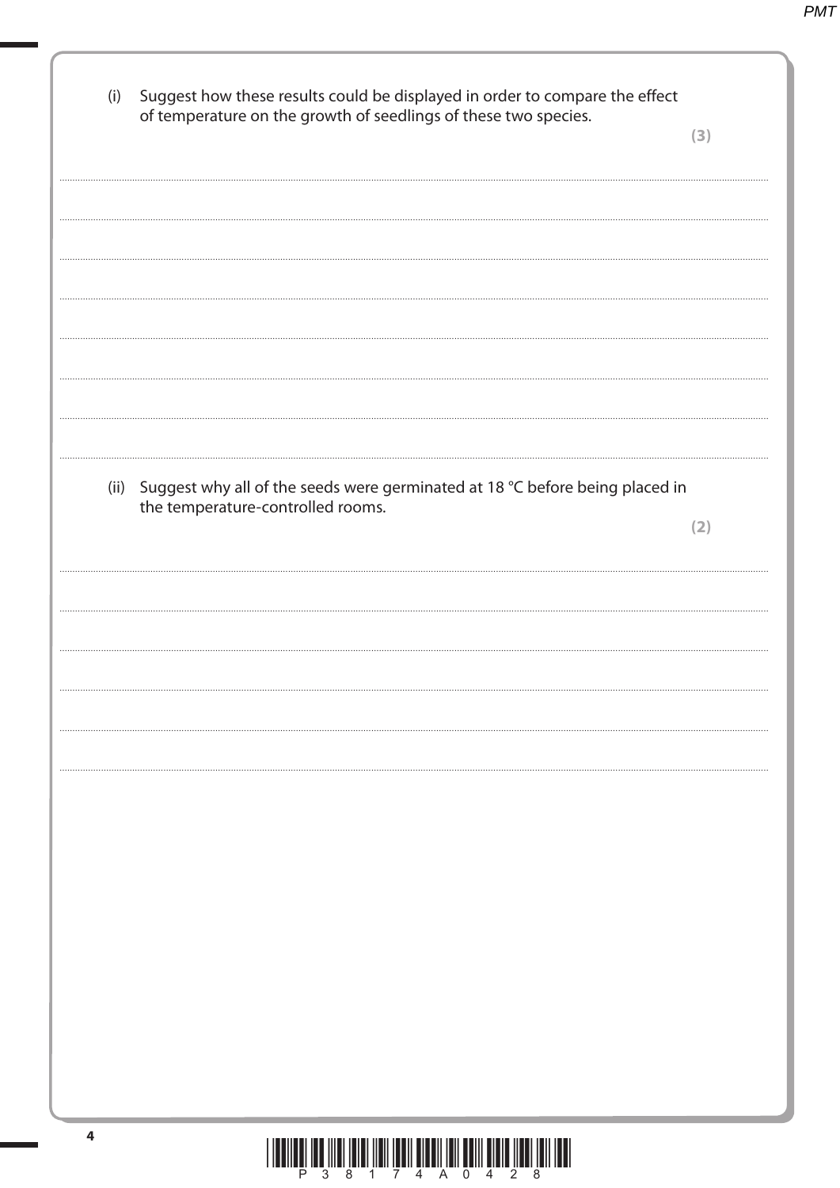(i) Suggest how these results could be displayed in order to compare the effect of temperature on the growth of seedlings of these two species.

**(3)**

....................................................................................................................................................................................................................

....................................................................................................................................................................................................................

....................................................................................................................................................................................................................

....................................................................................................................................................................................................................

....................................................................................................................................................................................................................

....................................................................................................................................................................................................................

....................................................................................................................................................................................................................

....................................................................................................................................................................................................................

(ii) Suggest why all of the seeds were germinated at 18 °C before being placed in the temperature-controlled rooms.

**(2)**

....................................................................................................................................................................................................................

....................................................................................................................................................................................................................

....................................................................................................................................................................................................................

....................................................................................................................................................................................................................

....................................................................................................................................................................................................................

....................................................................................................................................................................................................................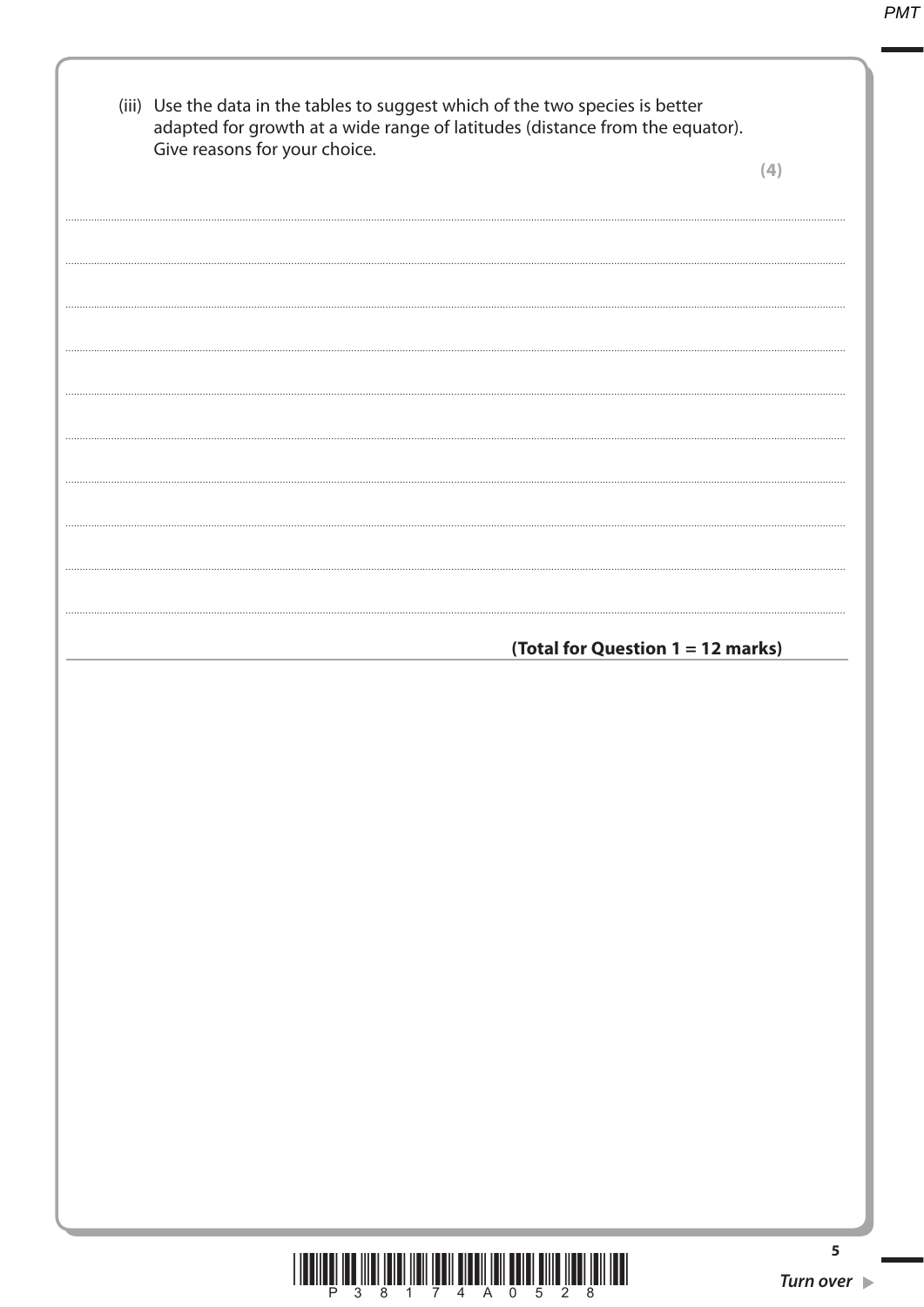(iii) Use the data in the tables to suggest which of the two species is better adapted for growth at a wide range of latitudes (distance from the equator). Give reasons for your choice.

**(4)**

.......................................................................................................................................................................................

.......................................................................................................................................................................................

.......................................................................................................................................................................................

.......................................................................................................................................................................................

.......................................................................................................................................................................................

.......................................................................................................................................................................................

.......................................................................................................................................................................................

.......................................................................................................................................................................................

.......................................................................................................................................................................................

.......................................................................................................................................................................................

**(Total for Question 1 = 12 marks)**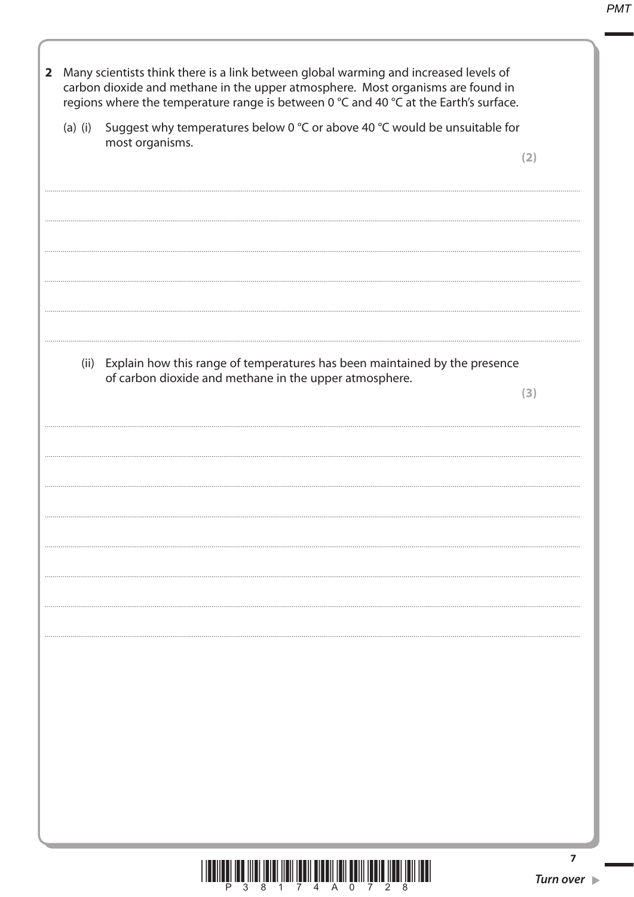**2** Many scientists think there is a link between global warming and increased levels of carbon dioxide and methane in the upper atmosphere. Most organisms are found in regions where the temperature range is between 0 °C and 40 °C at the Earth's surface.

(a) (i) Suggest why temperatures below 0 °C or above 40 °C would be unsuitable for most organisms.

**(2)**

..................................................................................................................................................

..................................................................................................................................................

..................................................................................................................................................

..................................................................................................................................................

..................................................................................................................................................

(ii) Explain how this range of temperatures has been maintained by the presence of carbon dioxide and methane in the upper atmosphere.

**(3)**

..................................................................................................................................................

..................................................................................................................................................

..................................................................................................................................................

..................................................................................................................................................

..................................................................................................................................................

..................................................................................................................................................

..................................................................................................................................................

..................................................................................................................................................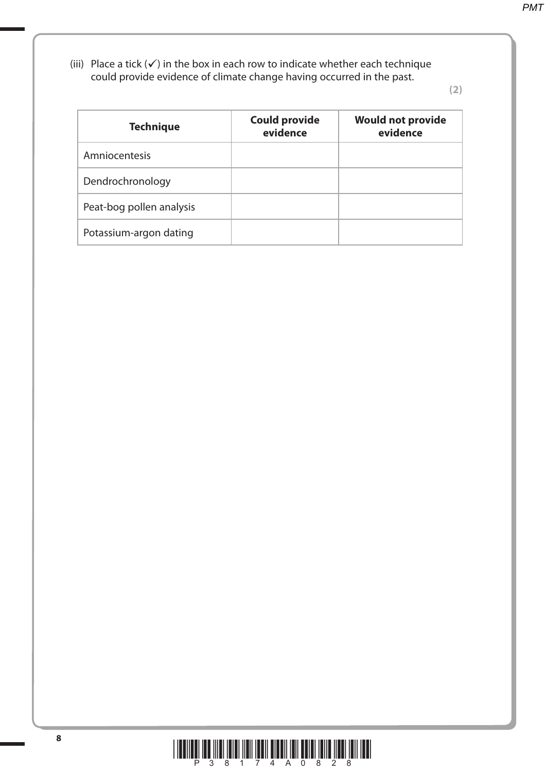(iii) Place a tick (✓) in the box in each row to indicate whether each technique could provide evidence of climate change having occurred in the past.

**(2)**

| **Technique** | **Could provide evidence** | **Would not provide evidence** |
|---|---|---|
| Amniocentesis | | |
| Dendrochronology | | |
| Peat-bog pollen analysis | | |
| Potassium-argon dating | | |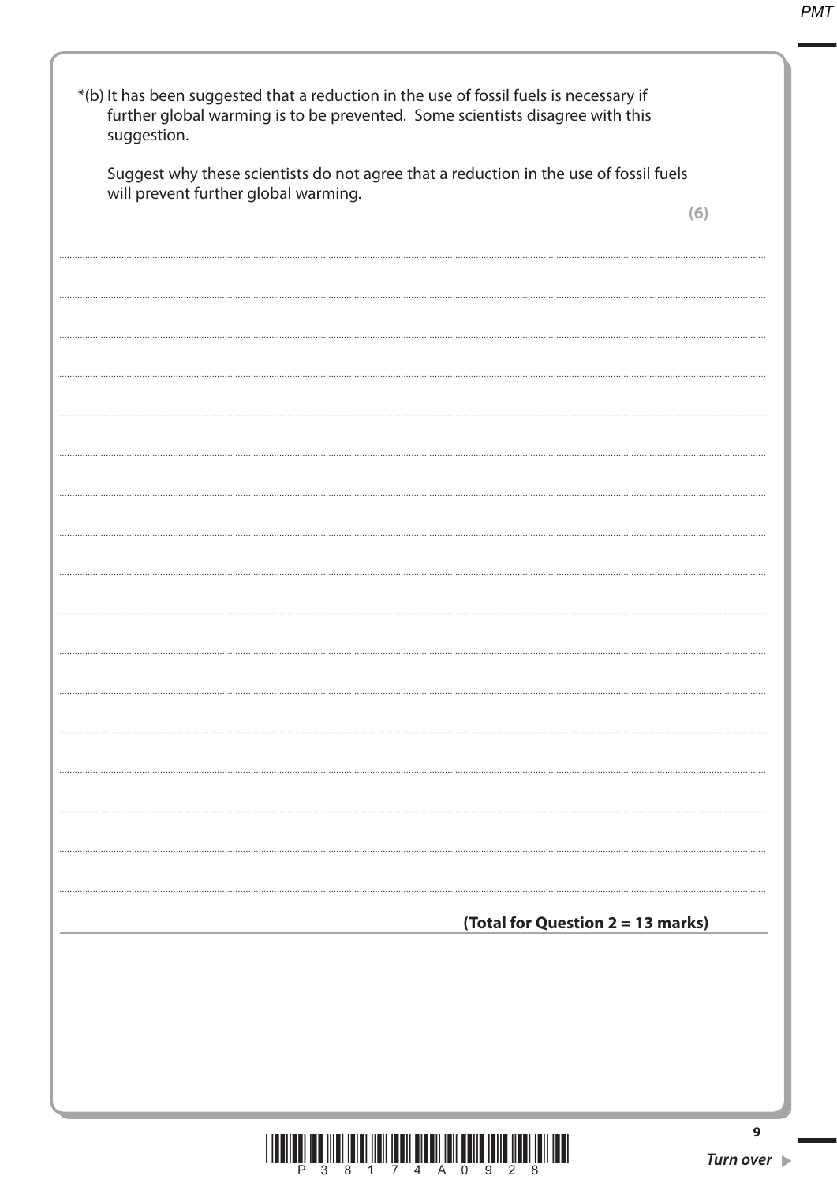*(b) It has been suggested that a reduction in the use of fossil fuels is necessary if further global warming is to be prevented. Some scientists disagree with this suggestion.

Suggest why these scientists do not agree that a reduction in the use of fossil fuels will prevent further global warming.

**(6)**

**(Total for Question 2 = 13 marks)**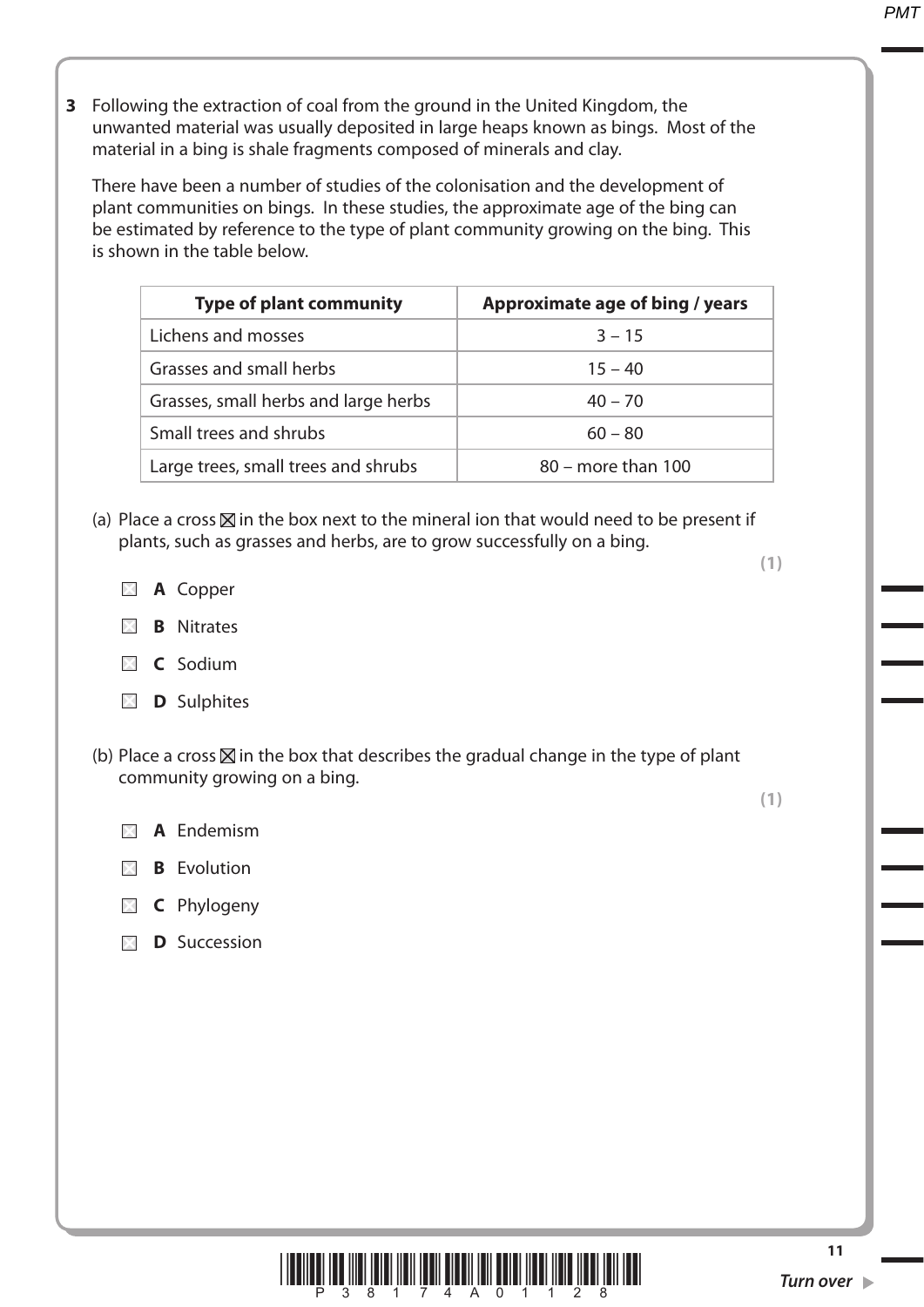**3** Following the extraction of coal from the ground in the United Kingdom, the unwanted material was usually deposited in large heaps known as bings. Most of the material in a bing is shale fragments composed of minerals and clay.

There have been a number of studies of the colonisation and the development of plant communities on bings. In these studies, the approximate age of the bing can be estimated by reference to the type of plant community growing on the bing. This is shown in the table below.

| Type of plant community | Approximate age of bing / years |
|---|---|
| Lichens and mosses | 3 – 15 |
| Grasses and small herbs | 15 – 40 |
| Grasses, small herbs and large herbs | 40 – 70 |
| Small trees and shrubs | 60 – 80 |
| Large trees, small trees and shrubs | 80 – more than 100 |

(a) Place a cross ☒ in the box next to the mineral ion that would need to be present if plants, such as grasses and herbs, are to grow successfully on a bing.

**(1)**

☐ **A** Copper

☐ **B** Nitrates

☐ **C** Sodium

☐ **D** Sulphites

(b) Place a cross ☒ in the box that describes the gradual change in the type of plant community growing on a bing.

**(1)**

☐ **A** Endemism

☐ **B** Evolution

☐ **C** Phylogeny

☐ **D** Succession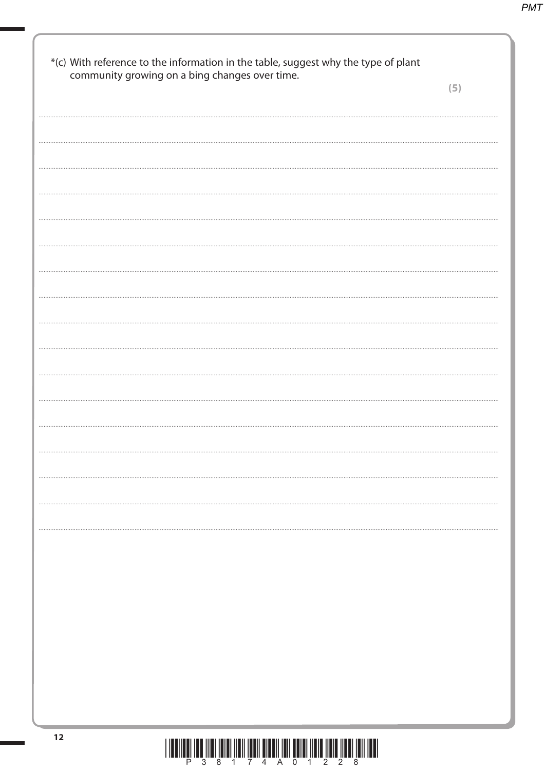*(c) With reference to the information in the table, suggest why the type of plant community growing on a bing changes over time.

**(5)**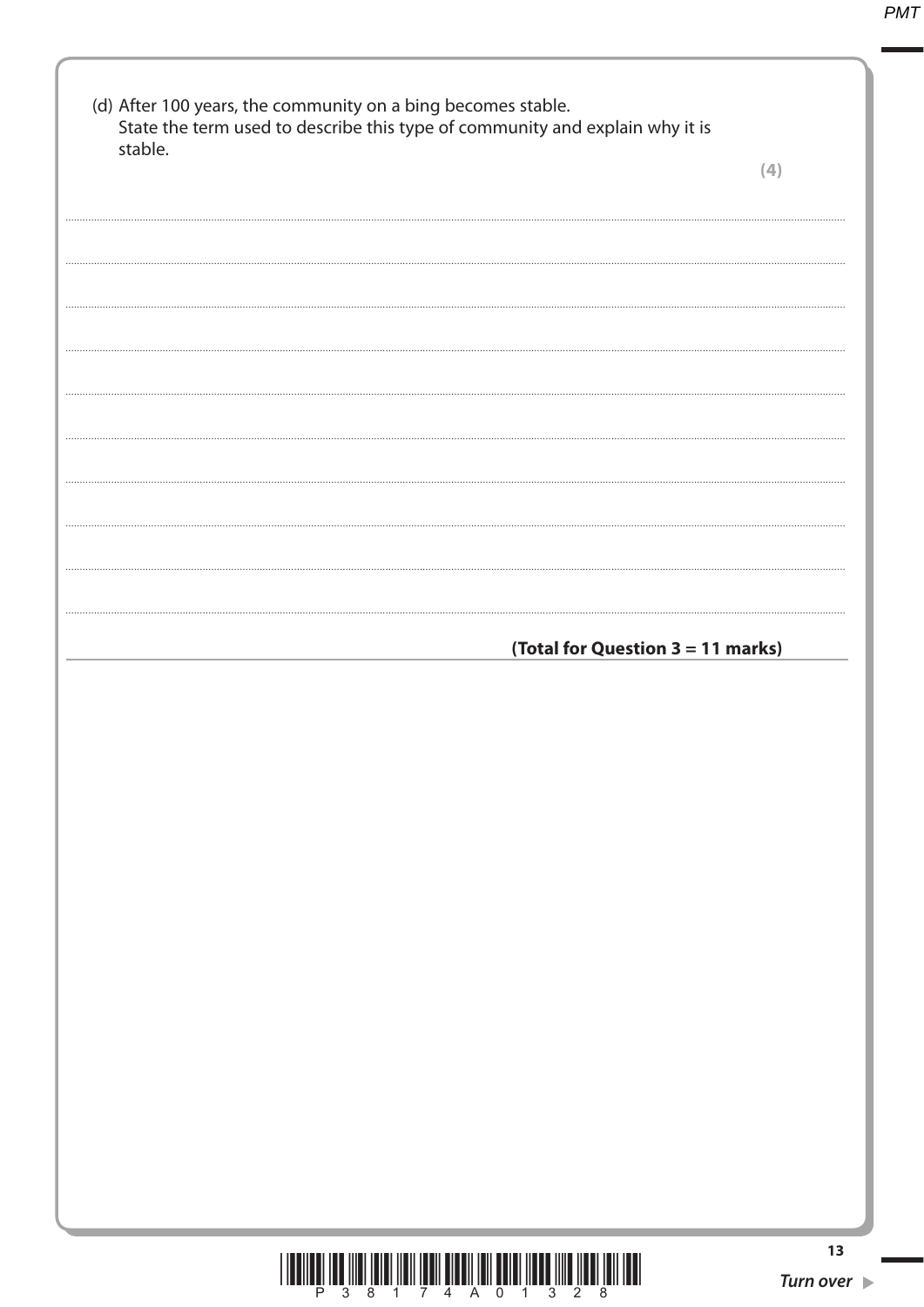(d) After 100 years, the community on a bing becomes stable.
State the term used to describe this type of community and explain why it is stable.

**(4)**

.......................................................................................................................................................................................................................

.......................................................................................................................................................................................................................

.......................................................................................................................................................................................................................

.......................................................................................................................................................................................................................

.......................................................................................................................................................................................................................

.......................................................................................................................................................................................................................

.......................................................................................................................................................................................................................

.......................................................................................................................................................................................................................

.......................................................................................................................................................................................................................

**(Total for Question 3 = 11 marks)**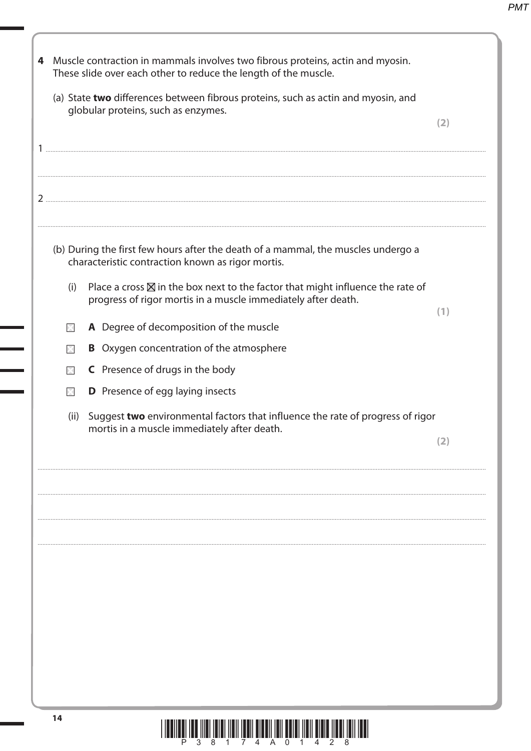**4** Muscle contraction in mammals involves two fibrous proteins, actin and myosin. These slide over each other to reduce the length of the muscle.

(a) State **two** differences between fibrous proteins, such as actin and myosin, and globular proteins, such as enzymes.

**(2)**

1 ..............................................................................................................................................................................

..............................................................................................................................................................................

2 ..............................................................................................................................................................................

..............................................................................................................................................................................

(b) During the first few hours after the death of a mammal, the muscles undergo a characteristic contraction known as rigor mortis.

(i) Place a cross ☒ in the box next to the factor that might influence the rate of progress of rigor mortis in a muscle immediately after death.

**(1)**

☐ **A** Degree of decomposition of the muscle

☐ **B** Oxygen concentration of the atmosphere

☐ **C** Presence of drugs in the body

☐ **D** Presence of egg laying insects

(ii) Suggest **two** environmental factors that influence the rate of progress of rigor mortis in a muscle immediately after death.

**(2)**

..............................................................................................................................................................................

..............................................................................................................................................................................

..............................................................................................................................................................................

..............................................................................................................................................................................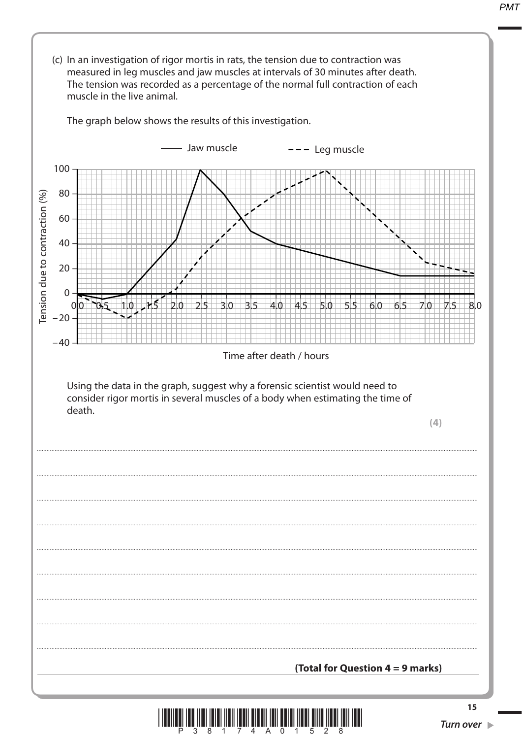(c) In an investigation of rigor mortis in rats, the tension due to contraction was measured in leg muscles and jaw muscles at intervals of 30 minutes after death. The tension was recorded as a percentage of the normal full contraction of each muscle in the live animal.

The graph below shows the results of this investigation.

Using the data in the graph, suggest why a forensic scientist would need to consider rigor mortis in several muscles of a body when estimating the time of death.

**(4)**

..................................................................................................................................................................................................................

..................................................................................................................................................................................................................

..................................................................................................................................................................................................................

..................................................................................................................................................................................................................

..................................................................................................................................................................................................................

..................................................................................................................................................................................................................

..................................................................................................................................................................................................................

..................................................................................................................................................................................................................

..................................................................................................................................................................................................................

**(Total for Question 4 = 9 marks)**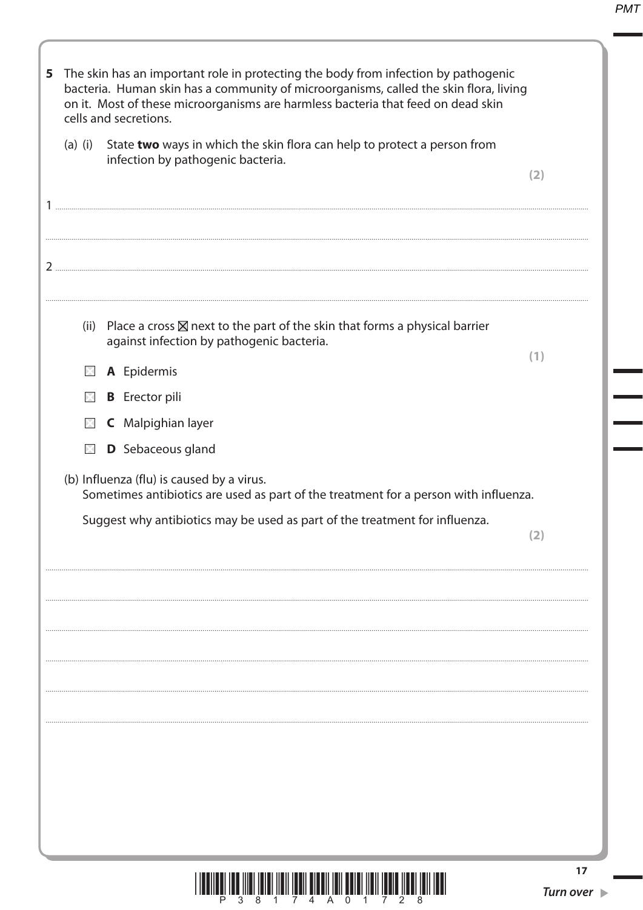**5** The skin has an important role in protecting the body from infection by pathogenic bacteria. Human skin has a community of microorganisms, called the skin flora, living on it. Most of these microorganisms are harmless bacteria that feed on dead skin cells and secretions.

(a) (i) State **two** ways in which the skin flora can help to protect a person from infection by pathogenic bacteria.

**(2)**

1 ..............................................................................................................................................

..............................................................................................................................................

2 ..............................................................................................................................................

..............................................................................................................................................

(ii) Place a cross ☒ next to the part of the skin that forms a physical barrier against infection by pathogenic bacteria.

**(1)**

☐ **A** Epidermis

☐ **B** Erector pili

☐ **C** Malpighian layer

☐ **D** Sebaceous gland

(b) Influenza (flu) is caused by a virus.
Sometimes antibiotics are used as part of the treatment for a person with influenza.

Suggest why antibiotics may be used as part of the treatment for influenza.

**(2)**

..............................................................................................................................................

..............................................................................................................................................

..............................................................................................................................................

..............................................................................................................................................

..............................................................................................................................................

..............................................................................................................................................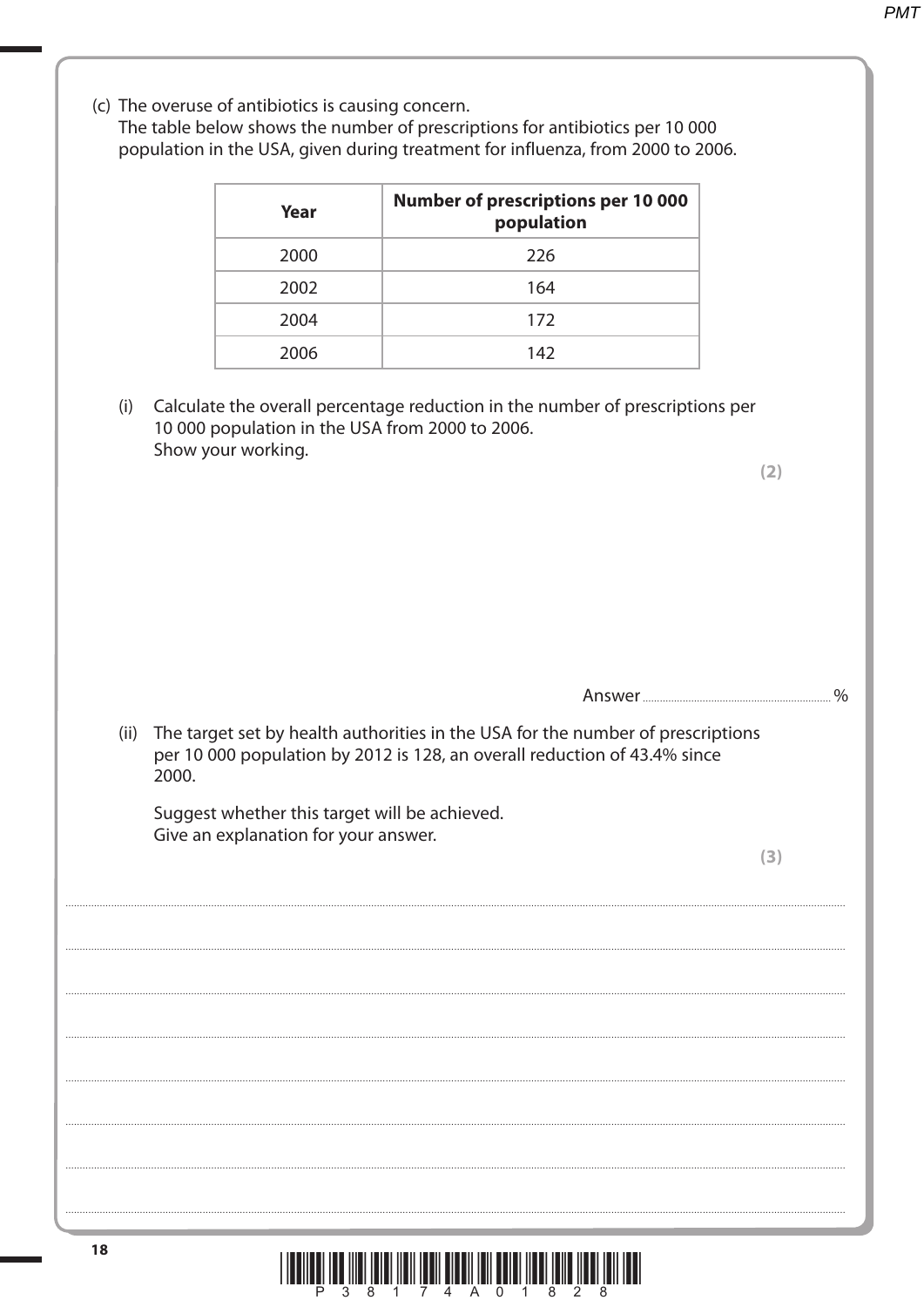(c) The overuse of antibiotics is causing concern.
The table below shows the number of prescriptions for antibiotics per 10 000 population in the USA, given during treatment for influenza, from 2000 to 2006.

| Year | Number of prescriptions per 10 000 population |
|---|---|
| 2000 | 226 |
| 2002 | 164 |
| 2004 | 172 |
| 2006 | 142 |

(i) Calculate the overall percentage reduction in the number of prescriptions per 10 000 population in the USA from 2000 to 2006.
Show your working.

**(2)**

Answer ............................................................ %

(ii) The target set by health authorities in the USA for the number of prescriptions per 10 000 population by 2012 is 128, an overall reduction of 43.4% since 2000.

Suggest whether this target will be achieved.
Give an explanation for your answer.

**(3)**

....................................................................................................................................................................................................................................................

....................................................................................................................................................................................................................................................

....................................................................................................................................................................................................................................................

....................................................................................................................................................................................................................................................

....................................................................................................................................................................................................................................................

....................................................................................................................................................................................................................................................

....................................................................................................................................................................................................................................................

....................................................................................................................................................................................................................................................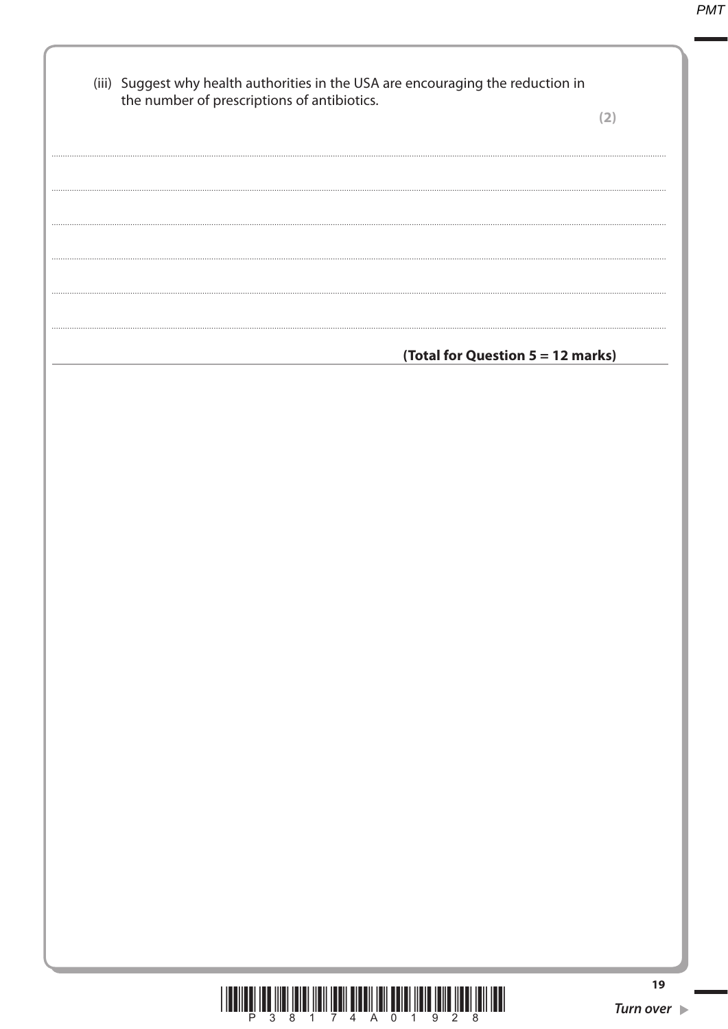(iii) Suggest why health authorities in the USA are encouraging the reduction in the number of prescriptions of antibiotics.

**(2)**

..............................................................................................................................................

..............................................................................................................................................

..............................................................................................................................................

..............................................................................................................................................

..............................................................................................................................................

..............................................................................................................................................

**(Total for Question 5 = 12 marks)**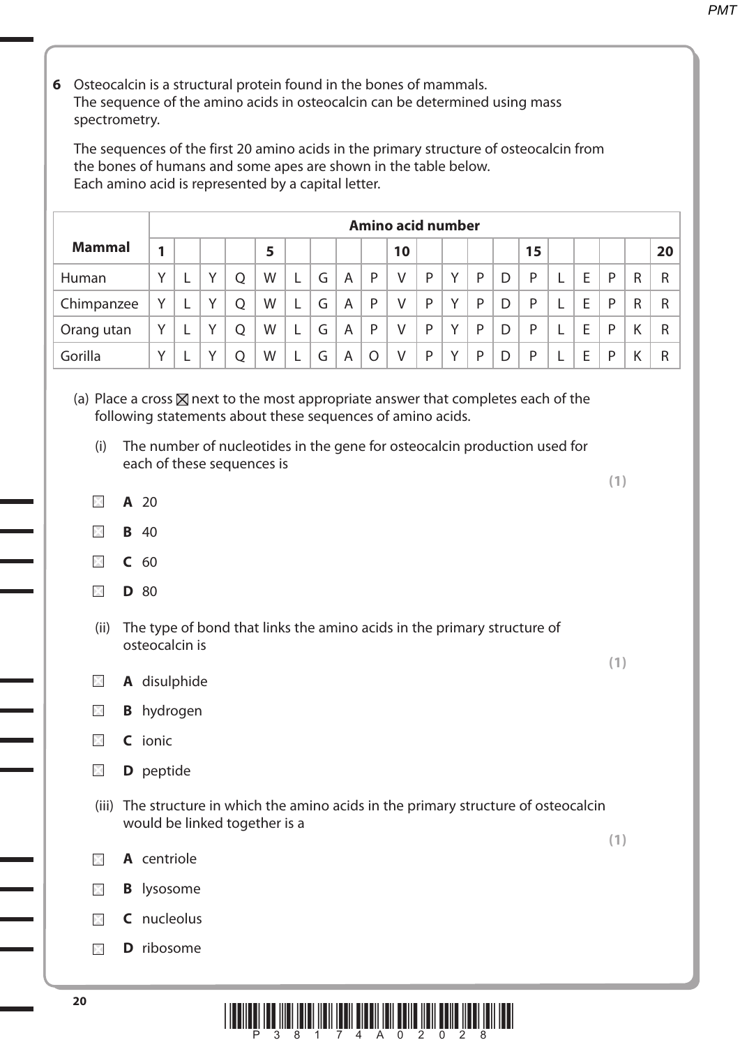**6** Osteocalcin is a structural protein found in the bones of mammals. The sequence of the amino acids in osteocalcin can be determined using mass spectrometry.

The sequences of the first 20 amino acids in the primary structure of osteocalcin from the bones of humans and some apes are shown in the table below. Each amino acid is represented by a capital letter.

| Mammal | Amino acid number | | | | | | | | | | | | | | | | | | | |
|---|---|---|---|---|---|---|---|---|---|---|---|---|---|---|---|---|---|---|---|---|
| | 1 | | | | 5 | | | | | 10 | | | | | 15 | | | | | 20 |
| Human | Y | L | Y | Q | W | L | G | A | P | V | P | Y | P | D | P | L | E | P | R | R |
| Chimpanzee | Y | L | Y | Q | W | L | G | A | P | V | P | Y | P | D | P | L | E | P | R | R |
| Orang utan | Y | L | Y | Q | W | L | G | A | P | V | P | Y | P | D | P | L | E | P | K | R |
| Gorilla | Y | L | Y | Q | W | L | G | A | O | V | P | Y | P | D | P | L | E | P | K | R |

(a) Place a cross ☒ next to the most appropriate answer that completes each of the following statements about these sequences of amino acids.

(i) The number of nucleotides in the gene for osteocalcin production used for each of these sequences is **(1)**

☐ **A** 20

☐ **B** 40

☐ **C** 60

☐ **D** 80

(ii) The type of bond that links the amino acids in the primary structure of osteocalcin is **(1)**

☐ **A** disulphide

☐ **B** hydrogen

☐ **C** ionic

☐ **D** peptide

(iii) The structure in which the amino acids in the primary structure of osteocalcin would be linked together is a **(1)**

☐ **A** centriole

☐ **B** lysosome

☐ **C** nucleolus

☐ **D** ribosome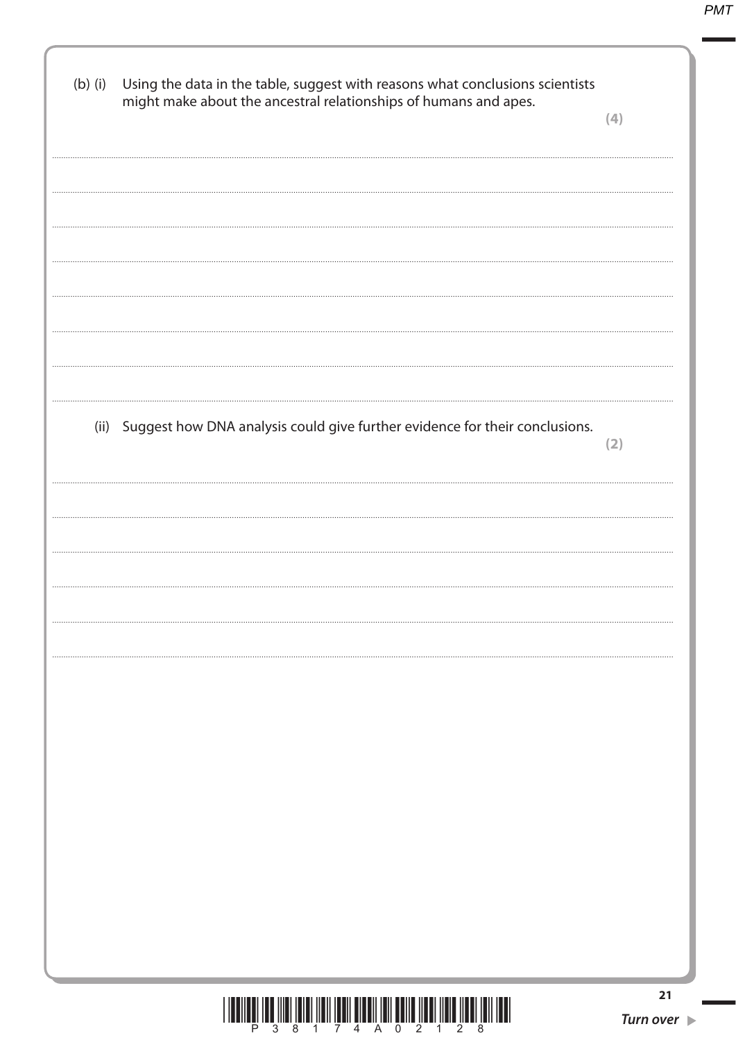(b) (i) Using the data in the table, suggest with reasons what conclusions scientists might make about the ancestral relationships of humans and apes.

**(4)**

(ii) Suggest how DNA analysis could give further evidence for their conclusions.

**(2)**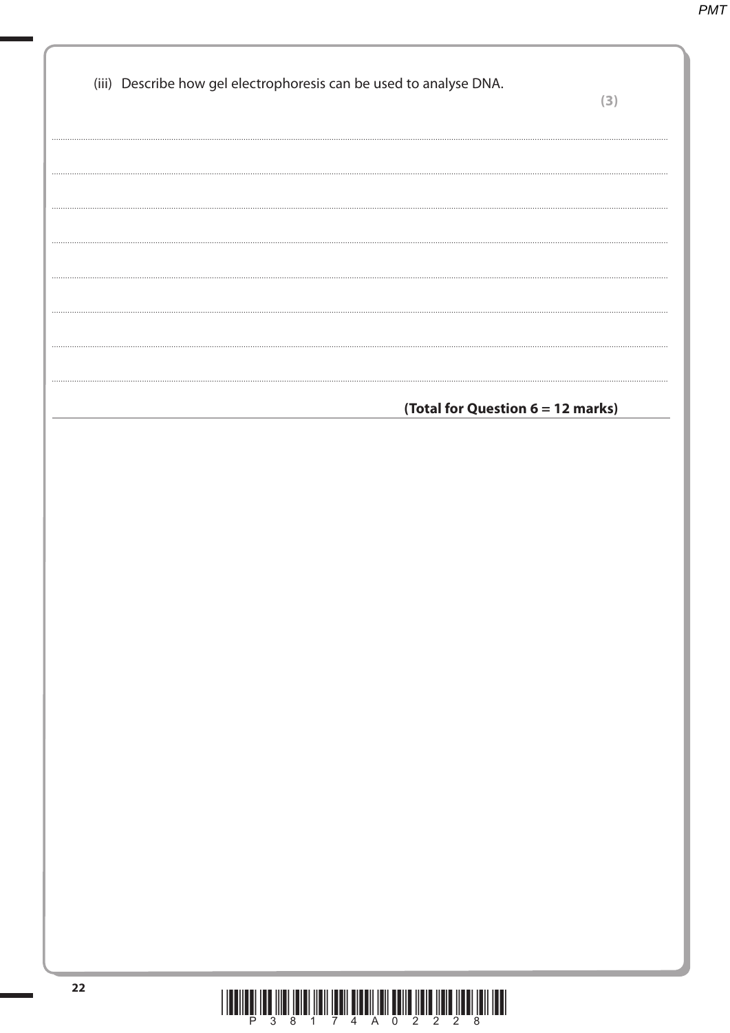(iii) Describe how gel electrophoresis can be used to analyse DNA.

**(3)**

....................................................................................................................................................................................

....................................................................................................................................................................................

....................................................................................................................................................................................

....................................................................................................................................................................................

....................................................................................................................................................................................

....................................................................................................................................................................................

....................................................................................................................................................................................

**(Total for Question 6 = 12 marks)**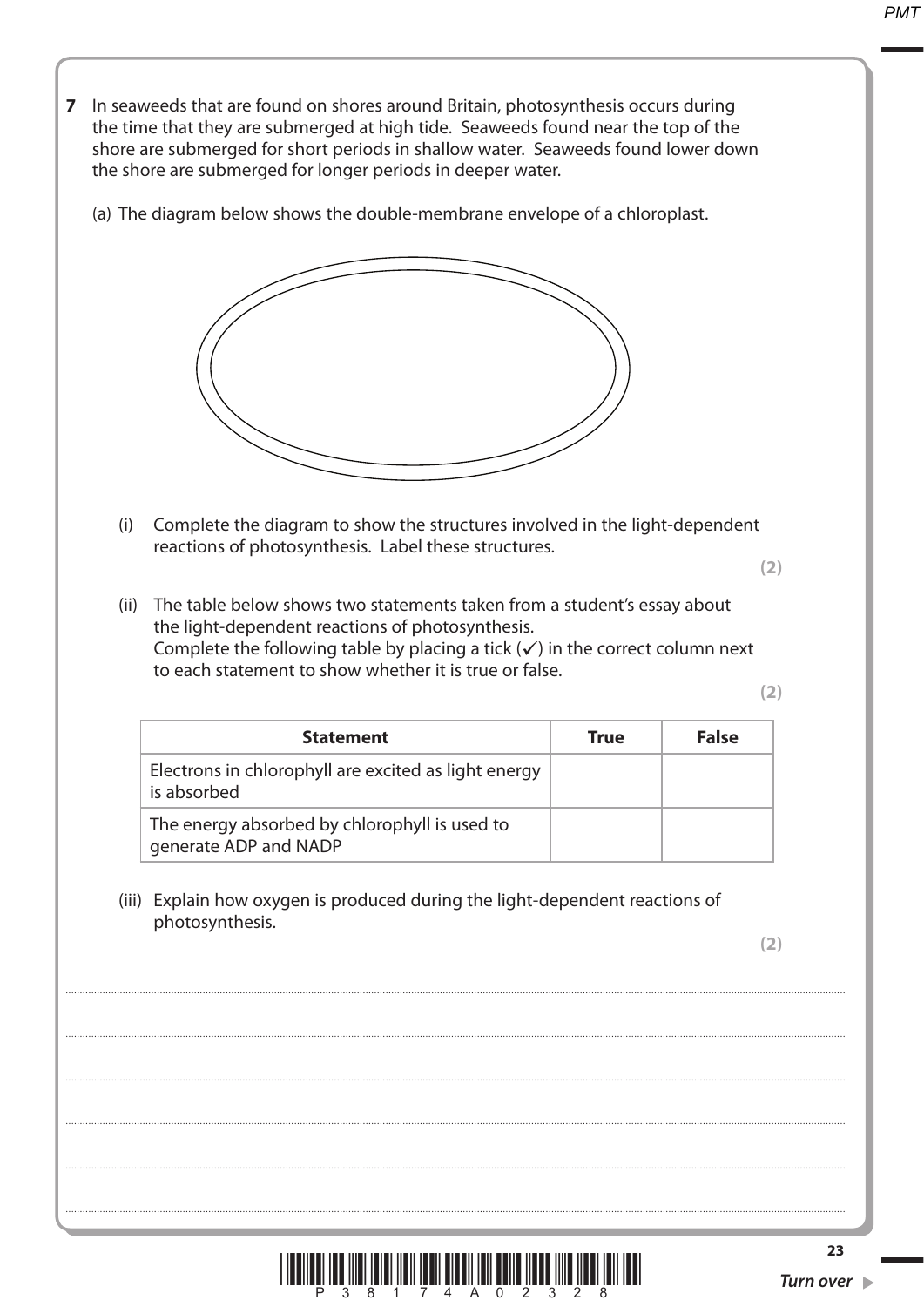**7** In seaweeds that are found on shores around Britain, photosynthesis occurs during the time that they are submerged at high tide. Seaweeds found near the top of the shore are submerged for short periods in shallow water. Seaweeds found lower down the shore are submerged for longer periods in deeper water.

(a) The diagram below shows the double-membrane envelope of a chloroplast.

(i) Complete the diagram to show the structures involved in the light-dependent reactions of photosynthesis. Label these structures.

**(2)**

(ii) The table below shows two statements taken from a student's essay about the light-dependent reactions of photosynthesis.
Complete the following table by placing a tick (✓) in the correct column next to each statement to show whether it is true or false.

**(2)**

| Statement | True | False |
|---|---|---|
| Electrons in chlorophyll are excited as light energy is absorbed | | |
| The energy absorbed by chlorophyll is used to generate ADP and NADP | | |

(iii) Explain how oxygen is produced during the light-dependent reactions of photosynthesis.

**(2)**

.......................................................................................................................................................................................................................................

.......................................................................................................................................................................................................................................

.......................................................................................................................................................................................................................................

.......................................................................................................................................................................................................................................

.......................................................................................................................................................................................................................................

.......................................................................................................................................................................................................................................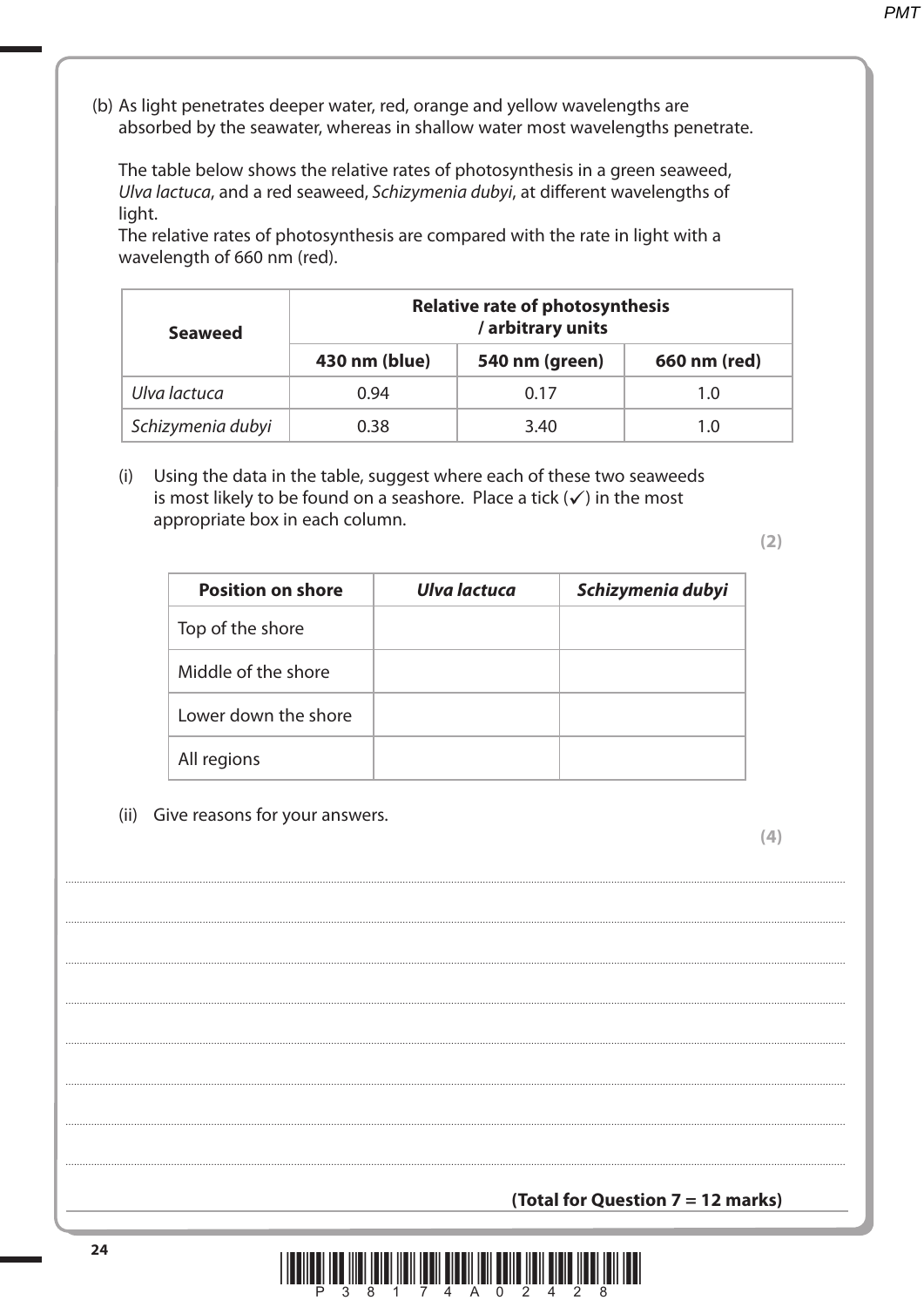(b) As light penetrates deeper water, red, orange and yellow wavelengths are absorbed by the seawater, whereas in shallow water most wavelengths penetrate.

The table below shows the relative rates of photosynthesis in a green seaweed, *Ulva lactuca*, and a red seaweed, *Schizymenia dubyi*, at different wavelengths of light.
The relative rates of photosynthesis are compared with the rate in light with a wavelength of 660 nm (red).

| **Seaweed** | **Relative rate of photosynthesis / arbitrary units** | | |
|---|---|---|---|
| | **430 nm (blue)** | **540 nm (green)** | **660 nm (red)** |
| *Ulva lactuca* | 0.94 | 0.17 | 1.0 |
| *Schizymenia dubyi* | 0.38 | 3.40 | 1.0 |

(i) Using the data in the table, suggest where each of these two seaweeds is most likely to be found on a seashore. Place a tick (✓) in the most appropriate box in each column.

**(2)**

| **Position on shore** | ***Ulva lactuca*** | ***Schizymenia dubyi*** |
|---|---|---|
| Top of the shore | | |
| Middle of the shore | | |
| Lower down the shore | | |
| All regions | | |

(ii) Give reasons for your answers.

**(4)**

.................................................................................................................................................................................................................

.................................................................................................................................................................................................................

.................................................................................................................................................................................................................

.................................................................................................................................................................................................................

.................................................................................................................................................................................................................

.................................................................................................................................................................................................................

.................................................................................................................................................................................................................

.................................................................................................................................................................................................................

**(Total for Question 7 = 12 marks)**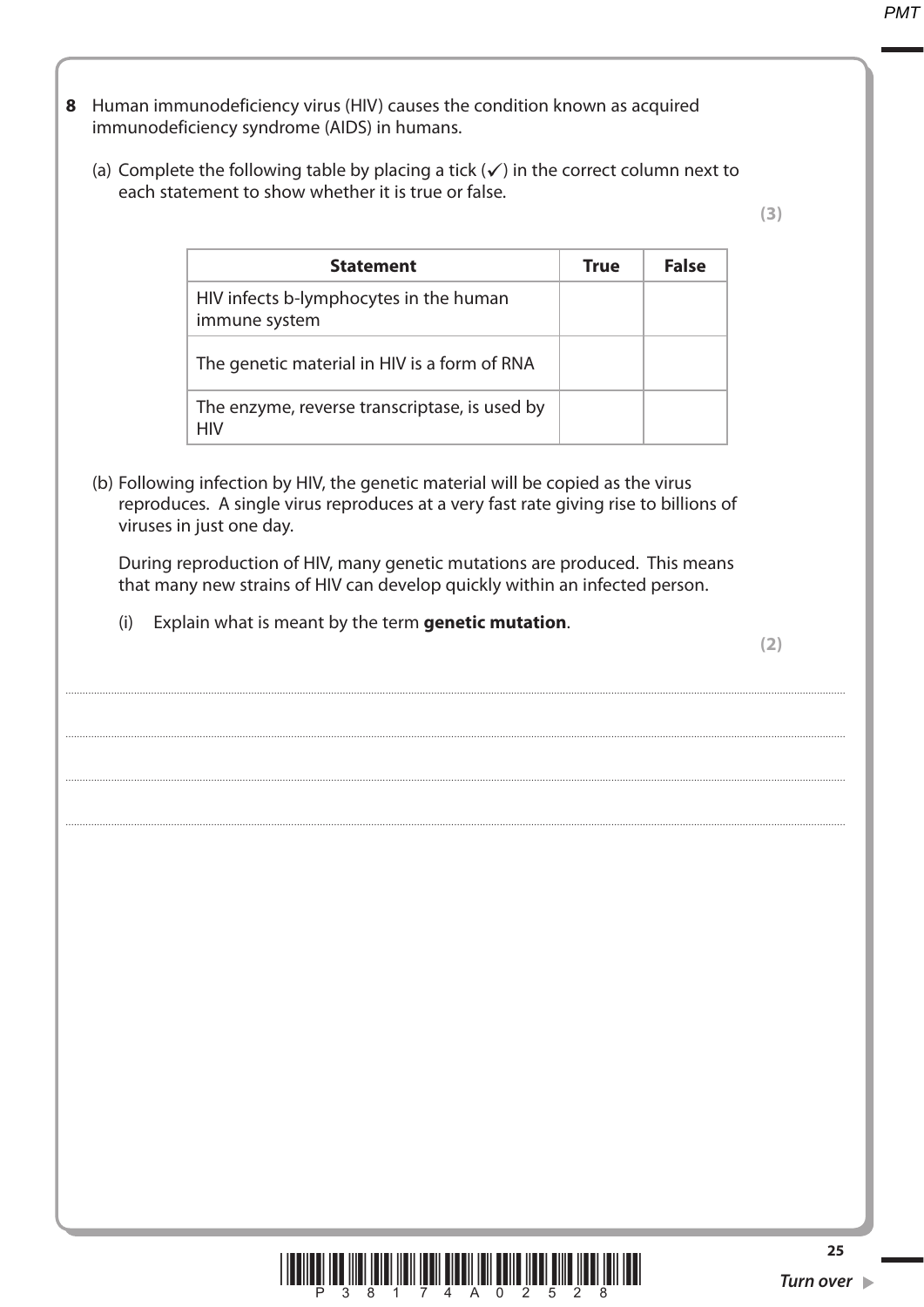**8** Human immunodeficiency virus (HIV) causes the condition known as acquired immunodeficiency syndrome (AIDS) in humans.

(a) Complete the following table by placing a tick (✓) in the correct column next to each statement to show whether it is true or false.

**(3)**

| **Statement** | **True** | **False** |
|---|---|---|
| HIV infects b-lymphocytes in the human immune system | | |
| The genetic material in HIV is a form of RNA | | |
| The enzyme, reverse transcriptase, is used by HIV | | |

(b) Following infection by HIV, the genetic material will be copied as the virus reproduces. A single virus reproduces at a very fast rate giving rise to billions of viruses in just one day.

During reproduction of HIV, many genetic mutations are produced. This means that many new strains of HIV can develop quickly within an infected person.

(i) Explain what is meant by the term **genetic mutation**.

**(2)**

....................................................................................................................................................................................................................

....................................................................................................................................................................................................................

....................................................................................................................................................................................................................

....................................................................................................................................................................................................................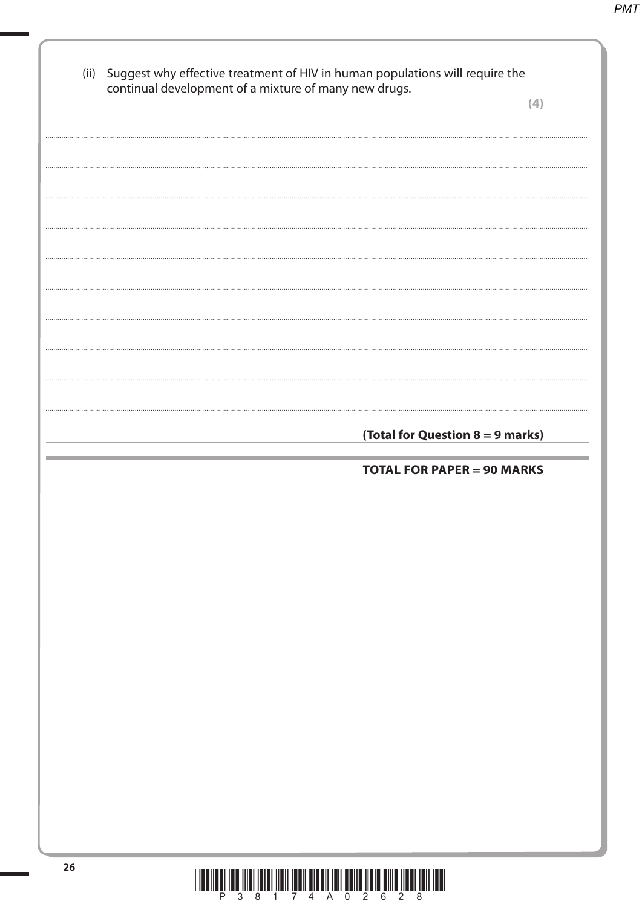(ii) Suggest why effective treatment of HIV in human populations will require the continual development of a mixture of many new drugs.

**(4)**

..............................................................................................................................................................................................................

..............................................................................................................................................................................................................

..............................................................................................................................................................................................................

..............................................................................................................................................................................................................

..............................................................................................................................................................................................................

..............................................................................................................................................................................................................

..............................................................................................................................................................................................................

..............................................................................................................................................................................................................

..............................................................................................................................................................................................................

..............................................................................................................................................................................................................

**(Total for Question 8 = 9 marks)**

**TOTAL FOR PAPER = 90 MARKS**